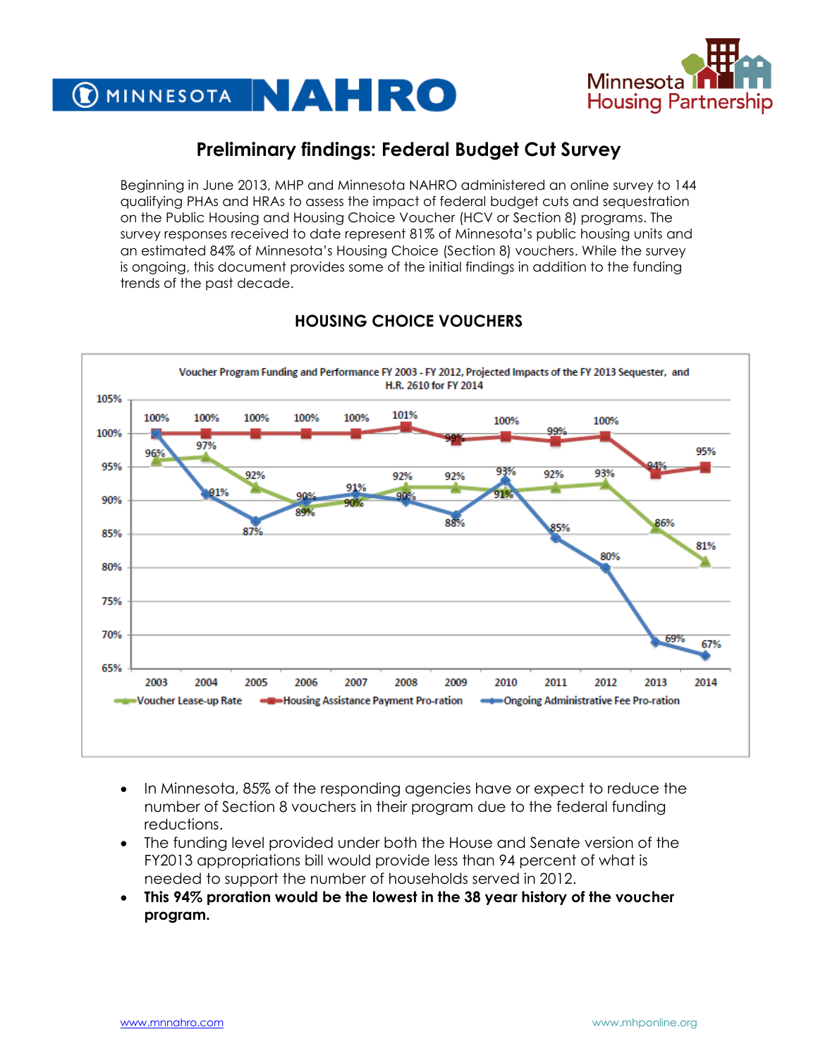# Preliminary findings: Federal Budget Cut Survey

Beginning in June 2013, MHP and Minnesota NAHRO administered an online survey to 144 qualifying PHAs and HRAs to assess the impact of federal budget cuts and sequestration on the Public Housing and Housing Choice Voucher (HCV or Section 8) programs. The survey responses received to date represent 81% of Minnesota's public housing units and an estimated 84% of Minnesota's Housing Choice (Section 8) vouchers. While the survey is ongoing, this document provides some of the initial findings in addition to the funding trends of the past decade.

## HOUSING CHOICE VOUCHERS

Voucher Program Funding and Performance FY 2003 - FY 2012, Projected Impacts of the FY 2013 Sequester, and H.R. 2610 for FY 2014

| Year | Voucher Lease-up Rate | Housing Assistance Payment Pro-ration | Ongoing Administrative Fee Pro-ration |
|---|---|---|---|
| 2003 | 96% | 100% | 100% |
| 2004 | 97% | 100% | 91% |
| 2005 | 92% | 100% | 87% |
| 2006 | 89% | 100% | 90% |
| 2007 | 90% | 100% | 91% |
| 2008 | 92% | 101% | 90% |
| 2009 | 92% | 99% | 88% |
| 2010 | 91% | 100% | 93% |
| 2011 | 92% | 99% | 85% |
| 2012 | 93% | 100% | 80% |
| 2013 | 86% | 94% | 69% |
| 2014 | 81% | 95% | 67% |

- In Minnesota, 85% of the responding agencies have or expect to reduce the number of Section 8 vouchers in their program due to the federal funding reductions.
- The funding level provided under both the House and Senate version of the FY2013 appropriations bill would provide less than 94 percent of what is needed to support the number of households served in 2012.
- **This 94% proration would be the lowest in the 38 year history of the voucher program.**

www.mnnahro.com www.mhponline.org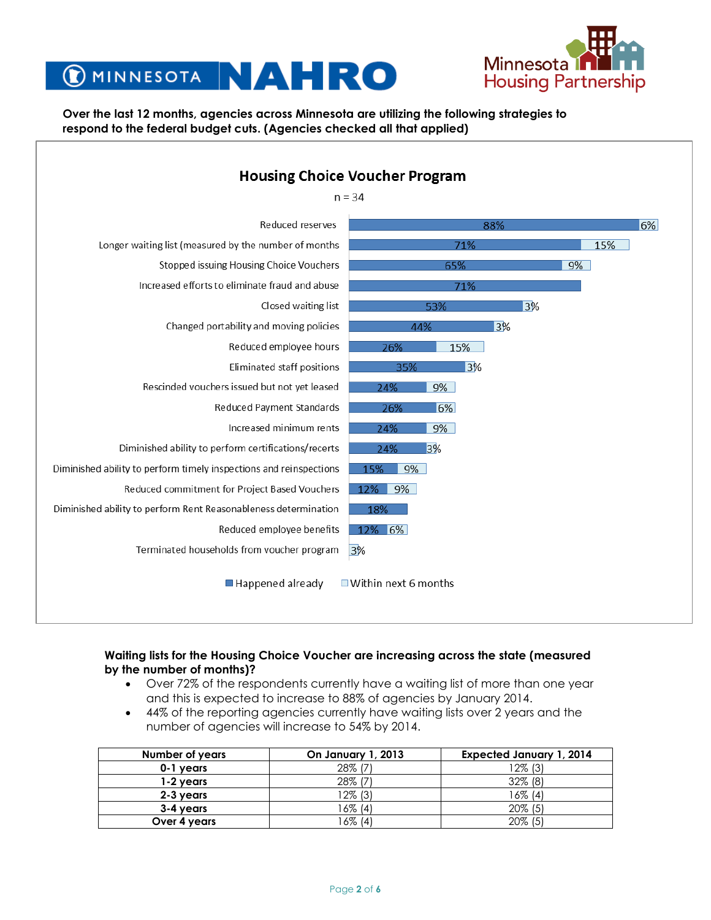Over the last 12 months, agencies across Minnesota are utilizing the following strategies to respond to the federal budget cuts. (Agencies checked all that applied)

## Housing Choice Voucher Program

n = 34

| Strategy | Happened already | Within next 6 months |
|---|---|---|
| Reduced reserves | 88% | 6% |
| Longer waiting list (measured by the number of months | 71% | 15% |
| Stopped issuing Housing Choice Vouchers | 65% | 9% |
| Increased efforts to eliminate fraud and abuse | 71% | |
| Closed waiting list | 53% | 3% |
| Changed portability and moving policies | 44% | 3% |
| Reduced employee hours | 26% | 15% |
| Eliminated staff positions | 35% | 3% |
| Rescinded vouchers issued but not yet leased | 24% | 9% |
| Reduced Payment Standards | 26% | 6% |
| Increased minimum rents | 24% | 9% |
| Diminished ability to perform certifications/recerts | 24% | 3% |
| Diminished ability to perform timely inspections and reinspections | 15% | 9% |
| Reduced commitment for Project Based Vouchers | 12% | 9% |
| Diminished ability to perform Rent Reasonableness determination | 18% | |
| Reduced employee benefits | 12% | 6% |
| Terminated households from voucher program | | 3% |

**Waiting lists for the Housing Choice Voucher are increasing across the state (measured by the number of months)?**

- Over 72% of the respondents currently have a waiting list of more than one year and this is expected to increase to 88% of agencies by January 2014.
- 44% of the reporting agencies currently have waiting lists over 2 years and the number of agencies will increase to 54% by 2014.

| Number of years | On January 1, 2013 | Expected January 1, 2014 |
|---|---|---|
| **0-1 years** | 28% (7) | 12% (3) |
| **1-2 years** | 28% (7) | 32% (8) |
| **2-3 years** | 12% (3) | 16% (4) |
| **3-4 years** | 16% (4) | 20% (5) |
| **Over 4 years** | 16% (4) | 20% (5) |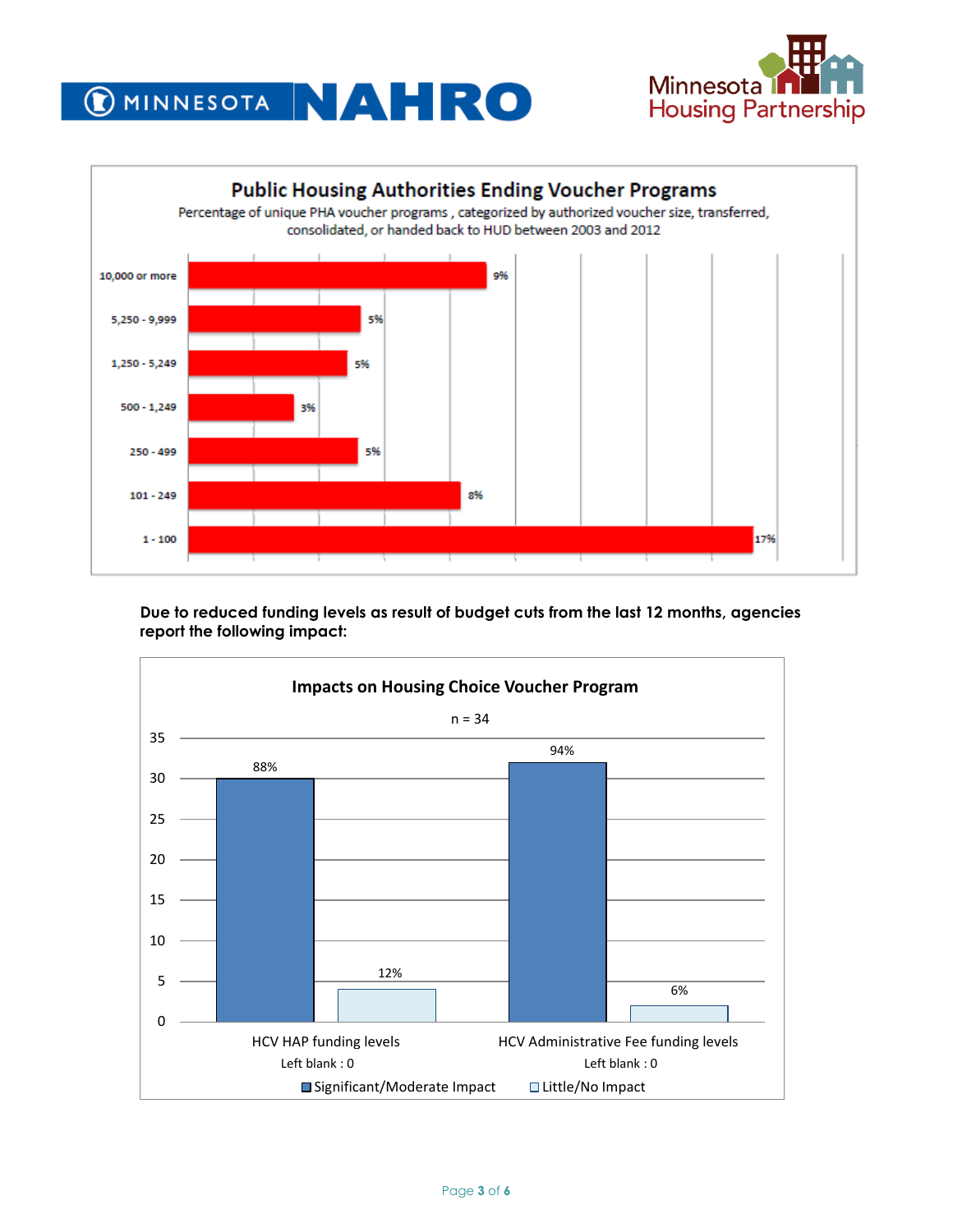## Public Housing Authorities Ending Voucher Programs

Percentage of unique PHA voucher programs, categorized by authorized voucher size, transferred, consolidated, or handed back to HUD between 2003 and 2012

| Authorized voucher size | Percentage |
|---|---|
| 10,000 or more | 9% |
| 5,250 - 9,999 | 5% |
| 1,250 - 5,249 | 5% |
| 500 - 1,249 | 3% |
| 250 - 499 | 5% |
| 101 - 249 | 8% |
| 1 - 100 | 17% |

**Due to reduced funding levels as result of budget cuts from the last 12 months, agencies report the following impact:**

## Impacts on Housing Choice Voucher Program

n = 34

| | Significant/Moderate Impact | Little/No Impact | Left blank |
|---|---|---|---|
| HCV HAP funding levels | 88% | 12% | 0 |
| HCV Administrative Fee funding levels | 94% | 6% | 0 |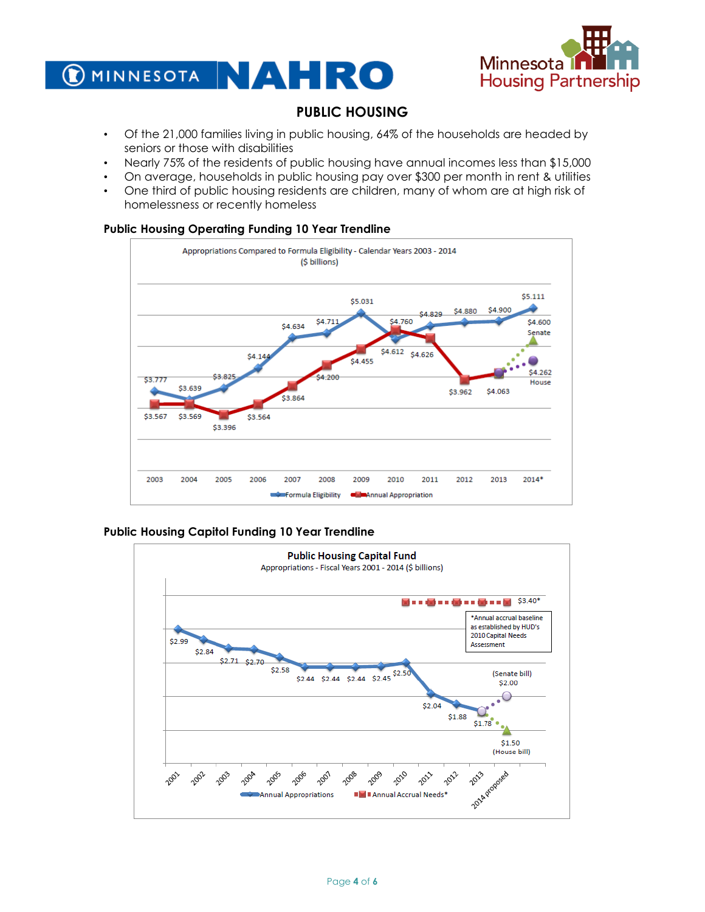# PUBLIC HOUSING

- Of the 21,000 families living in public housing, 64% of the households are headed by seniors or those with disabilities
- Nearly 75% of the residents of public housing have annual incomes less than $15,000
- On average, households in public housing pay over $300 per month in rent & utilities
- One third of public housing residents are children, many of whom are at high risk of homelessness or recently homeless

### Public Housing Operating Funding 10 Year Trendline

Appropriations Compared to Formula Eligibility - Calendar Years 2003 - 2014 ($ billions)

| Year | Formula Eligibility | Annual Appropriation |
|---|---|---|
| 2003 | $3.777 | $3.567 |
| 2004 | $3.639 | $3.569 |
| 2005 | $3.825 | $3.396 |
| 2006 | $4.144 | $3.564 |
| 2007 | $4.634 | $3.864 |
| 2008 | $4.711 | $4.200 |
| 2009 | $5.031 | $4.455 |
| 2010 | $4.612 | $4.760 |
| 2011 | $4.829 | $4.626 |
| 2012 | $4.880 | $3.962 |
| 2013 | $4.900 | $4.063 |
| 2014* | $5.111 | $4.600 Senate / $4.262 House |

### Public Housing Capitol Funding 10 Year Trendline

**Public Housing Capital Fund**
Appropriations - Fiscal Years 2001 - 2014 ($ billions)

| Fiscal Year | Annual Appropriations | Annual Accrual Needs* |
|---|---|---|
| 2001 | $2.99 | |
| 2002 | $2.84 | |
| 2003 | $2.71 | |
| 2004 | $2.70 | |
| 2005 | $2.58 | |
| 2006 | $2.44 | |
| 2007 | $2.44 | |
| 2008 | $2.44 | |
| 2009 | $2.45 | |
| 2010 | $2.50 | $3.40* |
| 2011 | $2.04 | $3.40* |
| 2012 | $1.88 | $3.40* |
| 2013 | $1.78 | $3.40* |
| 2014 proposed | $2.00 (Senate bill) / $1.50 (House bill) | $3.40* |

*Annual accrual baseline as established by HUD's 2010 Capital Needs Assessment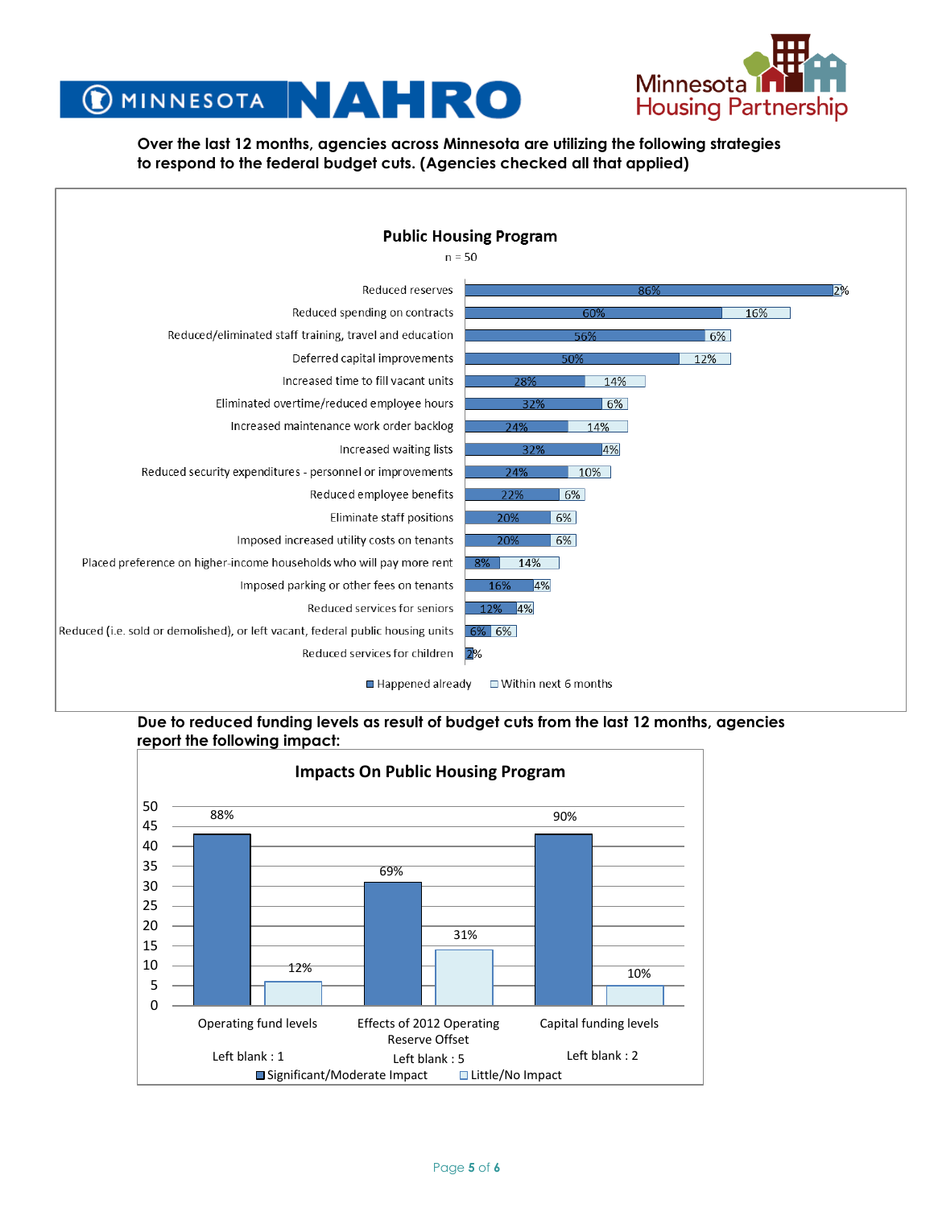MINNESOTA NAHRO

Minnesota Housing Partnership

**Over the last 12 months, agencies across Minnesota are utilizing the following strategies to respond to the federal budget cuts. (Agencies checked all that applied)**

**Public Housing Program**

n = 50

| Strategy | Happened already | Within next 6 months |
|---|---|---|
| Reduced reserves | 86% | 2% |
| Reduced spending on contracts | 60% | 16% |
| Reduced/eliminated staff training, travel and education | 56% | 6% |
| Deferred capital improvements | 50% | 12% |
| Increased time to fill vacant units | 28% | 14% |
| Eliminated overtime/reduced employee hours | 32% | 6% |
| Increased maintenance work order backlog | 24% | 14% |
| Increased waiting lists | 32% | 4% |
| Reduced security expenditures - personnel or improvements | 24% | 10% |
| Reduced employee benefits | 22% | 6% |
| Eliminate staff positions | 20% | 6% |
| Imposed increased utility costs on tenants | 20% | 6% |
| Placed preference on higher-income households who will pay more rent | 8% | 14% |
| Imposed parking or other fees on tenants | 16% | 4% |
| Reduced services for seniors | 12% | 4% |
| Reduced (i.e. sold or demolished), or left vacant, federal public housing units | 6% | 6% |
| Reduced services for children | 2% | |

**Due to reduced funding levels as result of budget cuts from the last 12 months, agencies report the following impact:**

**Impacts On Public Housing Program**

| | Significant/Moderate Impact | Little/No Impact | Left blank |
|---|---|---|---|
| Operating fund levels | 88% | 12% | 1 |
| Effects of 2012 Operating Reserve Offset | 69% | 31% | 5 |
| Capital funding levels | 90% | 10% | 2 |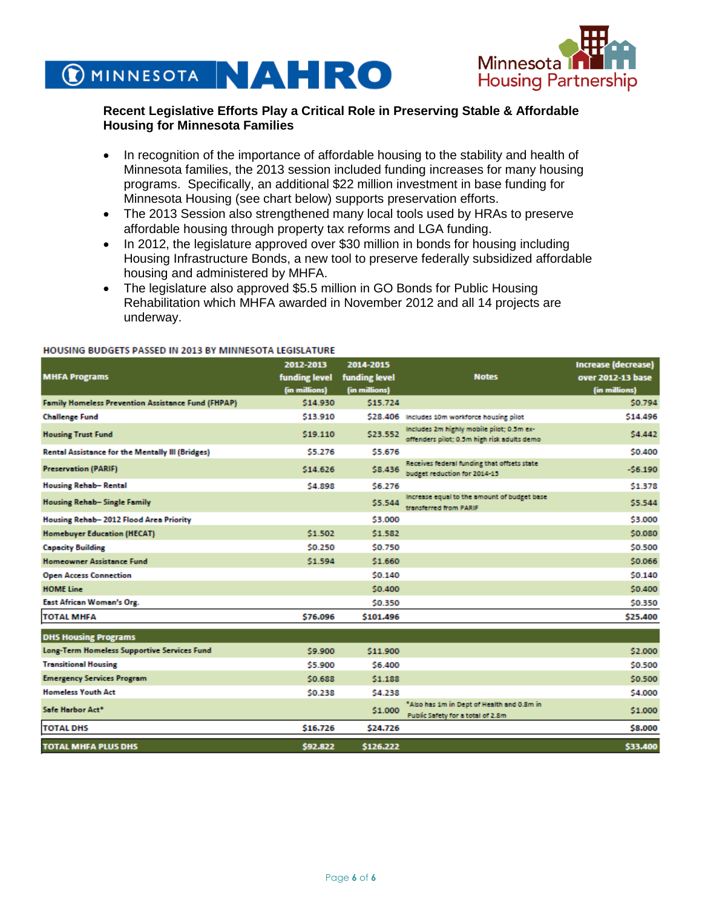MINNESOTA NAHRO

Minnesota Housing Partnership

**Recent Legislative Efforts Play a Critical Role in Preserving Stable & Affordable Housing for Minnesota Families**

- In recognition of the importance of affordable housing to the stability and health of Minnesota families, the 2013 session included funding increases for many housing programs. Specifically, an additional $22 million investment in base funding for Minnesota Housing (see chart below) supports preservation efforts.
- The 2013 Session also strengthened many local tools used by HRAs to preserve affordable housing through property tax reforms and LGA funding.
- In 2012, the legislature approved over $30 million in bonds for housing including Housing Infrastructure Bonds, a new tool to preserve federally subsidized affordable housing and administered by MHFA.
- The legislature also approved $5.5 million in GO Bonds for Public Housing Rehabilitation which MHFA awarded in November 2012 and all 14 projects are underway.

HOUSING BUDGETS PASSED IN 2013 BY MINNESOTA LEGISLATURE

| MHFA Programs | 2012-2013 funding level (in millions) | 2014-2015 funding level (in millions) | Notes | Increase (decrease) over 2012-13 base (in millions) |
|---|---|---|---|---|
| Family Homeless Prevention Assistance Fund (FHPAP) | $14.930 | $15.724 | | $0.794 |
| Challenge Fund | $13.910 | $28.406 | Includes 10m workforce housing pilot | $14.496 |
| Housing Trust Fund | $19.110 | $23.552 | Includes 2m highly mobile pilot; 0.5m ex-offenders pilot; 0.5m high risk adults demo | $4.442 |
| Rental Assistance for the Mentally Ill (Bridges) | $5.276 | $5.676 | | $0.400 |
| Preservation (PARIF) | $14.626 | $8.436 | Receives federal funding that offsets state budget reduction for 2014-15 | -$6.190 |
| Housing Rehab– Rental | $4.898 | $6.276 | | $1.378 |
| Housing Rehab– Single Family | | $5.544 | Increase equal to the amount of budget base transferred from PARIF | $5.544 |
| Housing Rehab– 2012 Flood Area Priority | | $3.000 | | $3.000 |
| Homebuyer Education (HECAT) | $1.502 | $1.582 | | $0.080 |
| Capacity Building | $0.250 | $0.750 | | $0.500 |
| Homeowner Assistance Fund | $1.594 | $1.660 | | $0.066 |
| Open Access Connection | | $0.140 | | $0.140 |
| HOME Line | | $0.400 | | $0.400 |
| East African Woman's Org. | | $0.350 | | $0.350 |
| **TOTAL MHFA** | **$76.096** | **$101.496** | | **$25.400** |
| **DHS Housing Programs** | | | | |
| Long-Term Homeless Supportive Services Fund | $9.900 | $11.900 | | $2.000 |
| Transitional Housing | $5.900 | $6.400 | | $0.500 |
| Emergency Services Program | $0.688 | $1.188 | | $0.500 |
| Homeless Youth Act | $0.238 | $4.238 | | $4.000 |
| Safe Harbor Act* | | $1.000 | *Also has 1m in Dept of Health and 0.8m in Public Safety for a total of 2.8m | $1.000 |
| **TOTAL DHS** | **$16.726** | **$24.726** | | **$8.000** |
| **TOTAL MHFA PLUS DHS** | **$92.822** | **$126.222** | | **$33.400** |